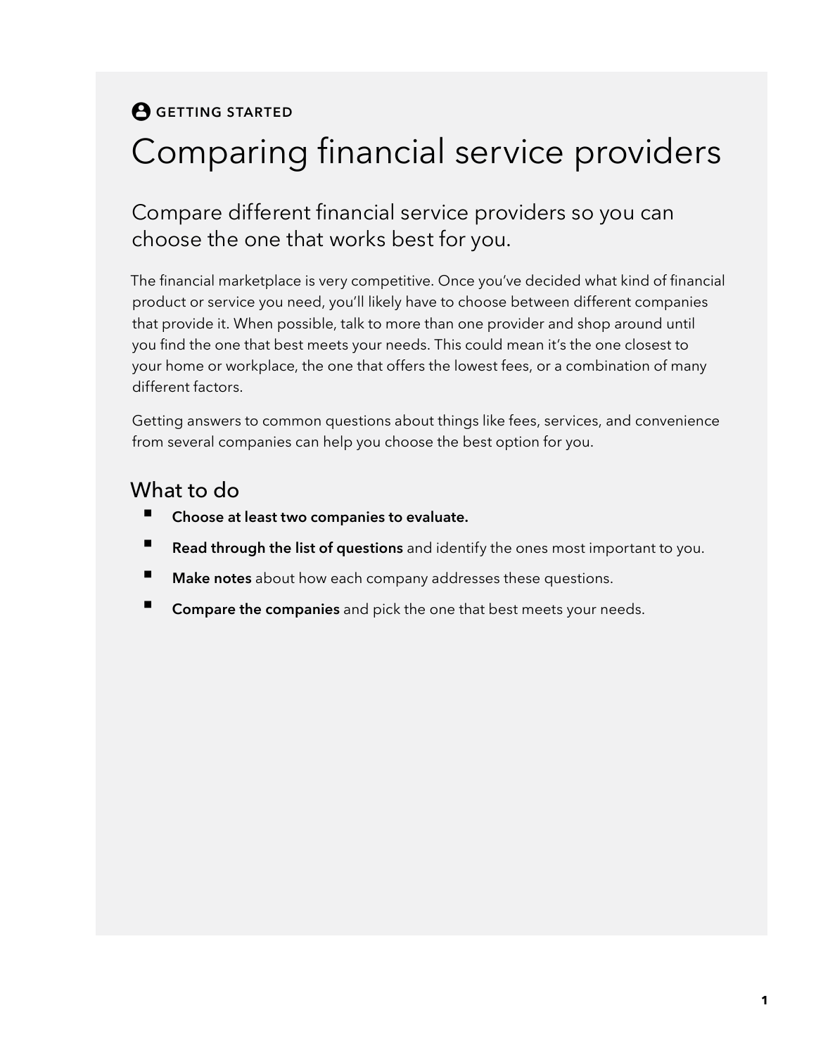GETTING STARTED

# Comparing financial service providers

## Compare different financial service providers so you can choose the one that works best for you.

The financial marketplace is very competitive. Once you've decided what kind of financial product or service you need, you'll likely have to choose between different companies that provide it. When possible, talk to more than one provider and shop around until you find the one that best meets your needs. This could mean it's the one closest to your home or workplace, the one that offers the lowest fees, or a combination of many different factors.

Getting answers to common questions about things like fees, services, and convenience from several companies can help you choose the best option for you.

### What to do

- **Choose at least two companies to evaluate.**
- **Read through the list of questions** and identify the ones most important to you.
- **Make notes** about how each company addresses these questions.
- **Compare the companies** and pick the one that best meets your needs.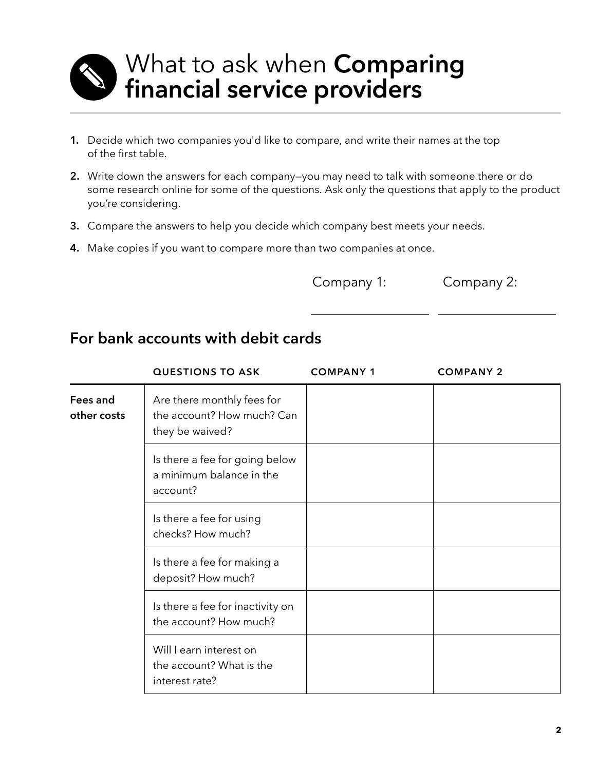# What to ask when **Comparing financial service providers**

1. Decide which two companies you'd like to compare, and write their names at the top of the first table.
2. Write down the answers for each company—you may need to talk with someone there or do some research online for some of the questions. Ask only the questions that apply to the product you're considering.
3. Compare the answers to help you decide which company best meets your needs.
4. Make copies if you want to compare more than two companies at once.

Company 1: ____________________ Company 2: ____________________

## For bank accounts with debit cards

| | QUESTIONS TO ASK | COMPANY 1 | COMPANY 2 |
|---|---|---|---|
| **Fees and other costs** | Are there monthly fees for the account? How much? Can they be waived? | | |
| | Is there a fee for going below a minimum balance in the account? | | |
| | Is there a fee for using checks? How much? | | |
| | Is there a fee for making a deposit? How much? | | |
| | Is there a fee for inactivity on the account? How much? | | |
| | Will I earn interest on the account? What is the interest rate? | | |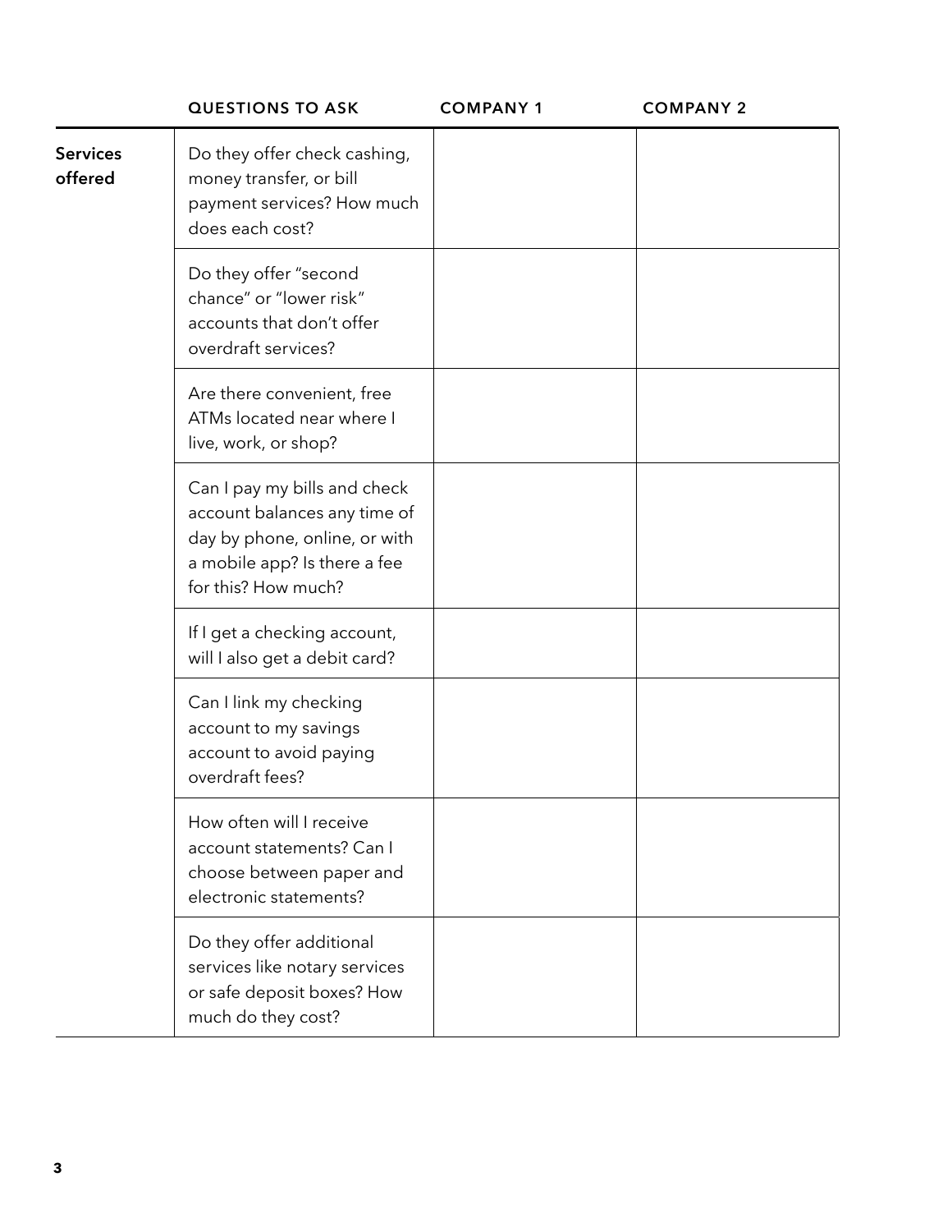| | QUESTIONS TO ASK | COMPANY 1 | COMPANY 2 |
|---|---|---|---|
| **Services offered** | Do they offer check cashing, money transfer, or bill payment services? How much does each cost? | | |
| | Do they offer "second chance" or "lower risk" accounts that don't offer overdraft services? | | |
| | Are there convenient, free ATMs located near where I live, work, or shop? | | |
| | Can I pay my bills and check account balances any time of day by phone, online, or with a mobile app? Is there a fee for this? How much? | | |
| | If I get a checking account, will I also get a debit card? | | |
| | Can I link my checking account to my savings account to avoid paying overdraft fees? | | |
| | How often will I receive account statements? Can I choose between paper and electronic statements? | | |
| | Do they offer additional services like notary services or safe deposit boxes? How much do they cost? | | |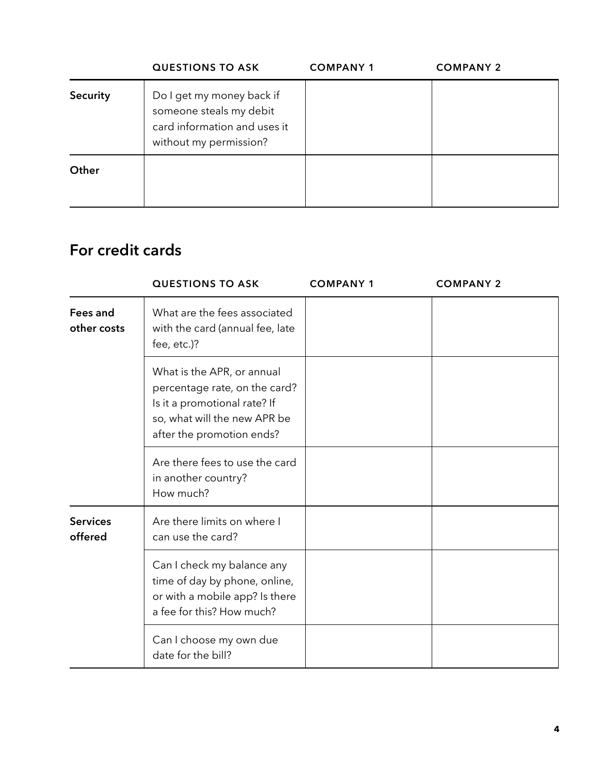| | QUESTIONS TO ASK | COMPANY 1 | COMPANY 2 |
|---|---|---|---|
| **Security** | Do I get my money back if someone steals my debit card information and uses it without my permission? | | |
| **Other** | | | |

## For credit cards

| | QUESTIONS TO ASK | COMPANY 1 | COMPANY 2 |
|---|---|---|---|
| **Fees and other costs** | What are the fees associated with the card (annual fee, late fee, etc.)? | | |
| | What is the APR, or annual percentage rate, on the card? Is it a promotional rate? If so, what will the new APR be after the promotion ends? | | |
| | Are there fees to use the card in another country? How much? | | |
| **Services offered** | Are there limits on where I can use the card? | | |
| | Can I check my balance any time of day by phone, online, or with a mobile app? Is there a fee for this? How much? | | |
| | Can I choose my own due date for the bill? | | |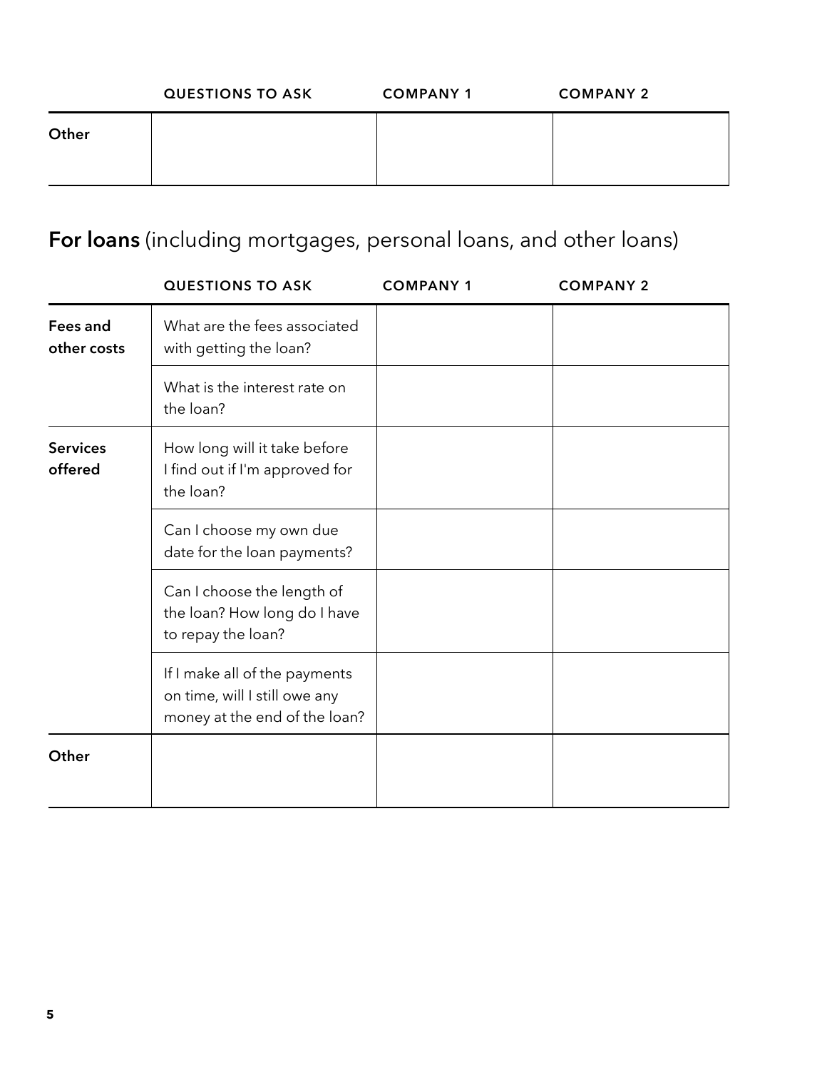| | QUESTIONS TO ASK | COMPANY 1 | COMPANY 2 |
|---|---|---|---|
| **Other** | | | |

## **For loans** (including mortgages, personal loans, and other loans)

| | QUESTIONS TO ASK | COMPANY 1 | COMPANY 2 |
|---|---|---|---|
| **Fees and other costs** | What are the fees associated with getting the loan? | | |
| | What is the interest rate on the loan? | | |
| **Services offered** | How long will it take before I find out if I'm approved for the loan? | | |
| | Can I choose my own due date for the loan payments? | | |
| | Can I choose the length of the loan? How long do I have to repay the loan? | | |
| | If I make all of the payments on time, will I still owe any money at the end of the loan? | | |
| **Other** | | | |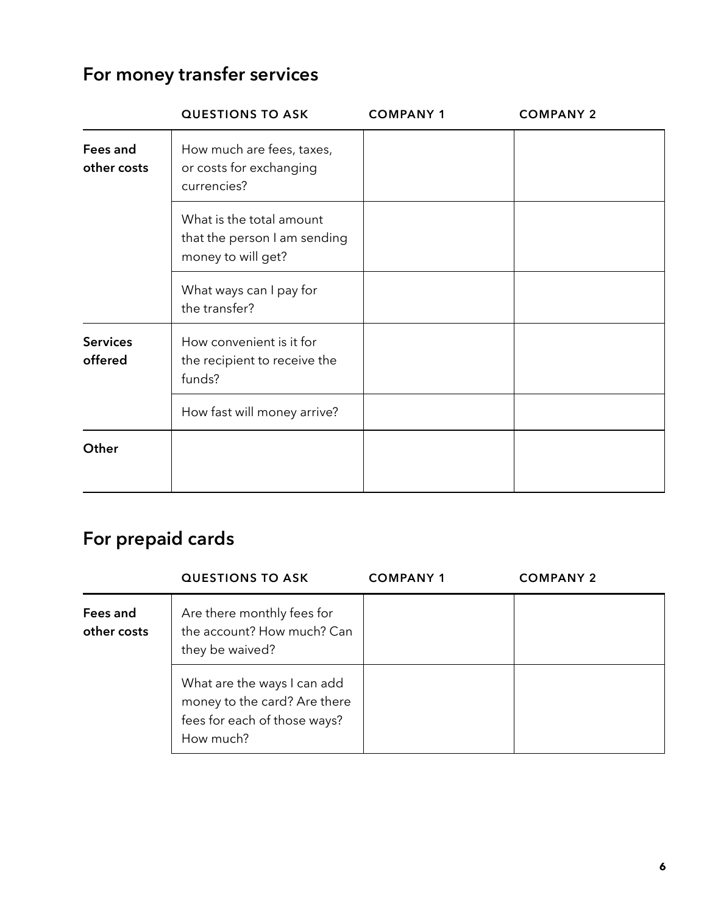## For money transfer services

| | QUESTIONS TO ASK | COMPANY 1 | COMPANY 2 |
|---|---|---|---|
| **Fees and other costs** | How much are fees, taxes, or costs for exchanging currencies? | | |
| | What is the total amount that the person I am sending money to will get? | | |
| | What ways can I pay for the transfer? | | |
| **Services offered** | How convenient is it for the recipient to receive the funds? | | |
| | How fast will money arrive? | | |
| **Other** | | | |

## For prepaid cards

| | QUESTIONS TO ASK | COMPANY 1 | COMPANY 2 |
|---|---|---|---|
| **Fees and other costs** | Are there monthly fees for the account? How much? Can they be waived? | | |
| | What are the ways I can add money to the card? Are there fees for each of those ways? How much? | | |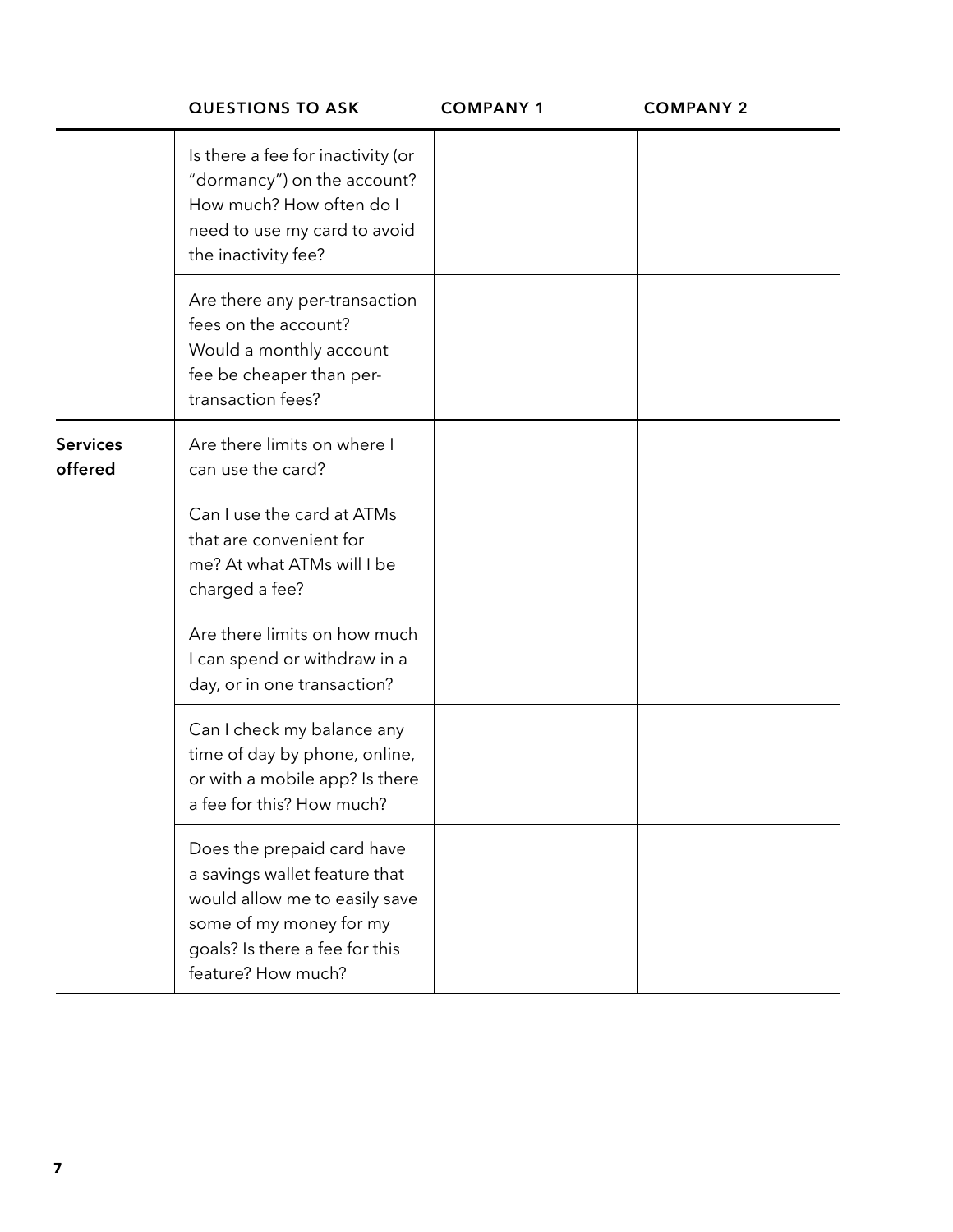| | QUESTIONS TO ASK | COMPANY 1 | COMPANY 2 |
|---|---|---|---|
| | Is there a fee for inactivity (or "dormancy") on the account? How much? How often do I need to use my card to avoid the inactivity fee? | | |
| | Are there any per-transaction fees on the account? Would a monthly account fee be cheaper than per-transaction fees? | | |
| **Services offered** | Are there limits on where I can use the card? | | |
| | Can I use the card at ATMs that are convenient for me? At what ATMs will I be charged a fee? | | |
| | Are there limits on how much I can spend or withdraw in a day, or in one transaction? | | |
| | Can I check my balance any time of day by phone, online, or with a mobile app? Is there a fee for this? How much? | | |
| | Does the prepaid card have a savings wallet feature that would allow me to easily save some of my money for my goals? Is there a fee for this feature? How much? | | |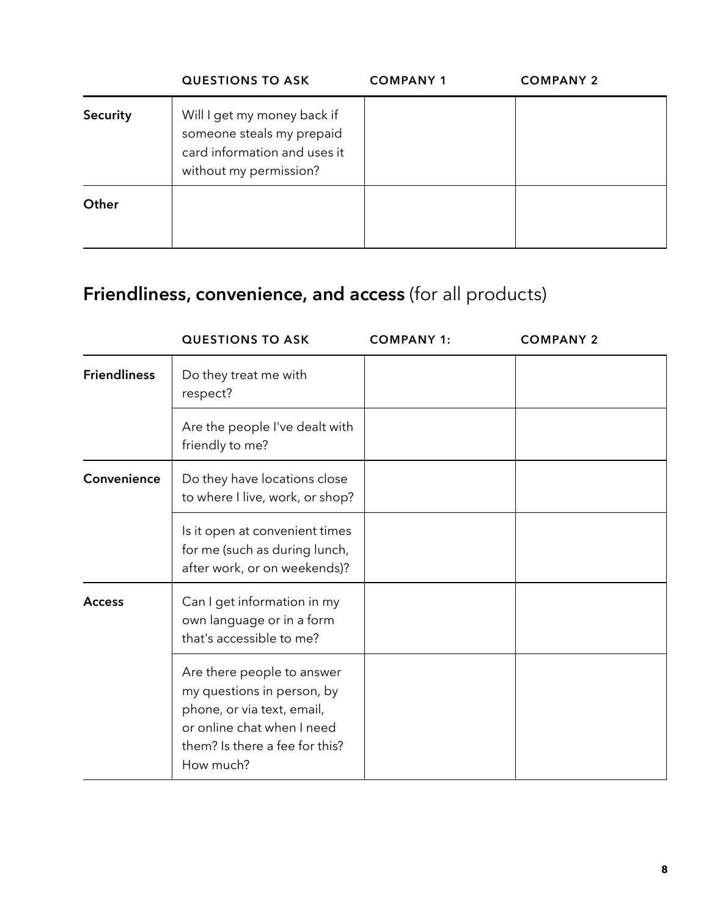| | QUESTIONS TO ASK | COMPANY 1 | COMPANY 2 |
|---|---|---|---|
| **Security** | Will I get my money back if someone steals my prepaid card information and uses it without my permission? | | |
| **Other** | | | |

## **Friendliness, convenience, and access** (for all products)

| | QUESTIONS TO ASK | COMPANY 1: | COMPANY 2 |
|---|---|---|---|
| **Friendliness** | Do they treat me with respect? | | |
| | Are the people I've dealt with friendly to me? | | |
| **Convenience** | Do they have locations close to where I live, work, or shop? | | |
| | Is it open at convenient times for me (such as during lunch, after work, or on weekends)? | | |
| **Access** | Can I get information in my own language or in a form that's accessible to me? | | |
| | Are there people to answer my questions in person, by phone, or via text, email, or online chat when I need them? Is there a fee for this? How much? | | |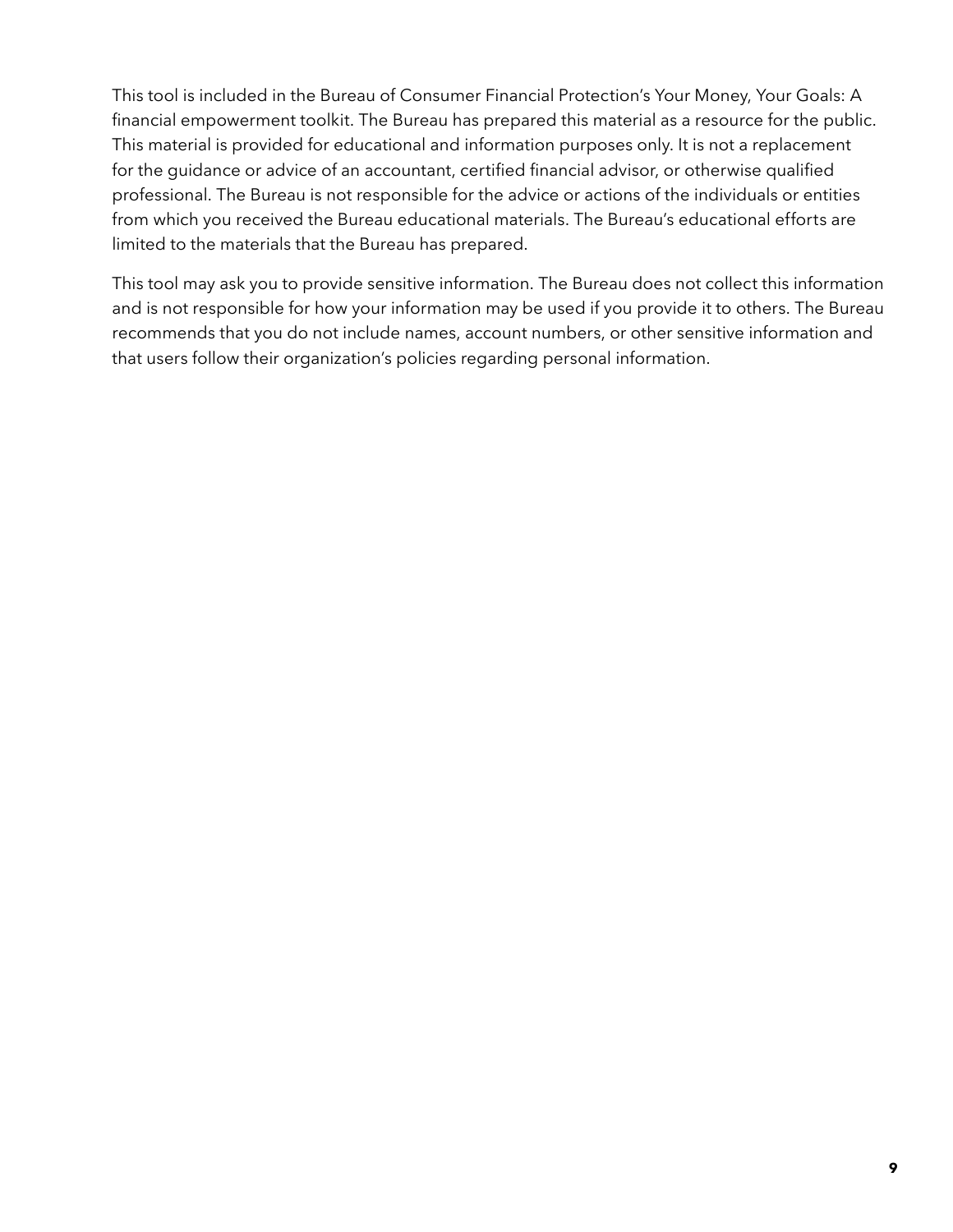This tool is included in the Bureau of Consumer Financial Protection's Your Money, Your Goals: A financial empowerment toolkit. The Bureau has prepared this material as a resource for the public. This material is provided for educational and information purposes only. It is not a replacement for the guidance or advice of an accountant, certified financial advisor, or otherwise qualified professional. The Bureau is not responsible for the advice or actions of the individuals or entities from which you received the Bureau educational materials. The Bureau's educational efforts are limited to the materials that the Bureau has prepared.

This tool may ask you to provide sensitive information. The Bureau does not collect this information and is not responsible for how your information may be used if you provide it to others. The Bureau recommends that you do not include names, account numbers, or other sensitive information and that users follow their organization's policies regarding personal information.